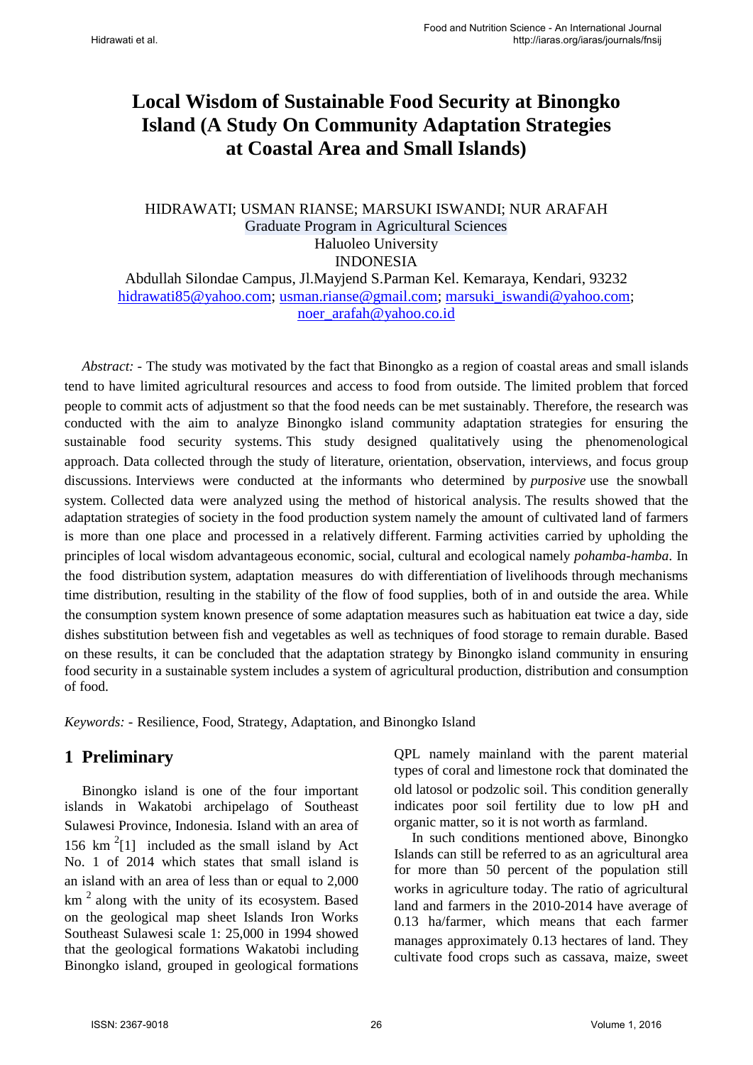# Local Wisdom of Sustainable Food Security at Binongko Island (A Study On Community Adaptation Strategies at Coastal Area and Small Islands)

HIDRAWATI; USMAN RIANSE; MARSUKI ISWANDI; NUR ARAFAH
Graduate Program in Agricultural Sciences
Haluoleo University
INDONESIA
Abdullah Silondae Campus, Jl.Mayjend S.Parman Kel. Kemaraya, Kendari, 93232
hidrawati85@yahoo.com; usman.rianse@gmail.com; marsuki_iswandi@yahoo.com; noer_arafah@yahoo.co.id

*Abstract:* - The study was motivated by the fact that Binongko as a region of coastal areas and small islands tend to have limited agricultural resources and access to food from outside. The limited problem that forced people to commit acts of adjustment so that the food needs can be met sustainably. Therefore, the research was conducted with the aim to analyze Binongko island community adaptation strategies for ensuring the sustainable food security systems. This study designed qualitatively using the phenomenological approach. Data collected through the study of literature, orientation, observation, interviews, and focus group discussions. Interviews were conducted at the informants who determined by *purposive* use the snowball system. Collected data were analyzed using the method of historical analysis. The results showed that the adaptation strategies of society in the food production system namely the amount of cultivated land of farmers is more than one place and processed in a relatively different. Farming activities carried by upholding the principles of local wisdom advantageous economic, social, cultural and ecological namely *pohamba-hamba*. In the food distribution system, adaptation measures do with differentiation of livelihoods through mechanisms time distribution, resulting in the stability of the flow of food supplies, both of in and outside the area. While the consumption system known presence of some adaptation measures such as habituation eat twice a day, side dishes substitution between fish and vegetables as well as techniques of food storage to remain durable. Based on these results, it can be concluded that the adaptation strategy by Binongko island community in ensuring food security in a sustainable system includes a system of agricultural production, distribution and consumption of food.

*Keywords:* - Resilience, Food, Strategy, Adaptation, and Binongko Island

## 1 Preliminary

Binongko island is one of the four important islands in Wakatobi archipelago of Southeast Sulawesi Province, Indonesia. Island with an area of 156 km$^2$[1] included as the small island by Act No. 1 of 2014 which states that small island is an island with an area of less than or equal to 2,000 km$^2$ along with the unity of its ecosystem. Based on the geological map sheet Islands Iron Works Southeast Sulawesi scale 1: 25,000 in 1994 showed that the geological formations Wakatobi including Binongko island, grouped in geological formations QPL namely mainland with the parent material types of coral and limestone rock that dominated the old latosol or podzolic soil. This condition generally indicates poor soil fertility due to low pH and organic matter, so it is not worth as farmland.

In such conditions mentioned above, Binongko Islands can still be referred to as an agricultural area for more than 50 percent of the population still works in agriculture today. The ratio of agricultural land and farmers in the 2010-2014 have average of 0.13 ha/farmer, which means that each farmer manages approximately 0.13 hectares of land. They cultivate food crops such as cassava, maize, sweet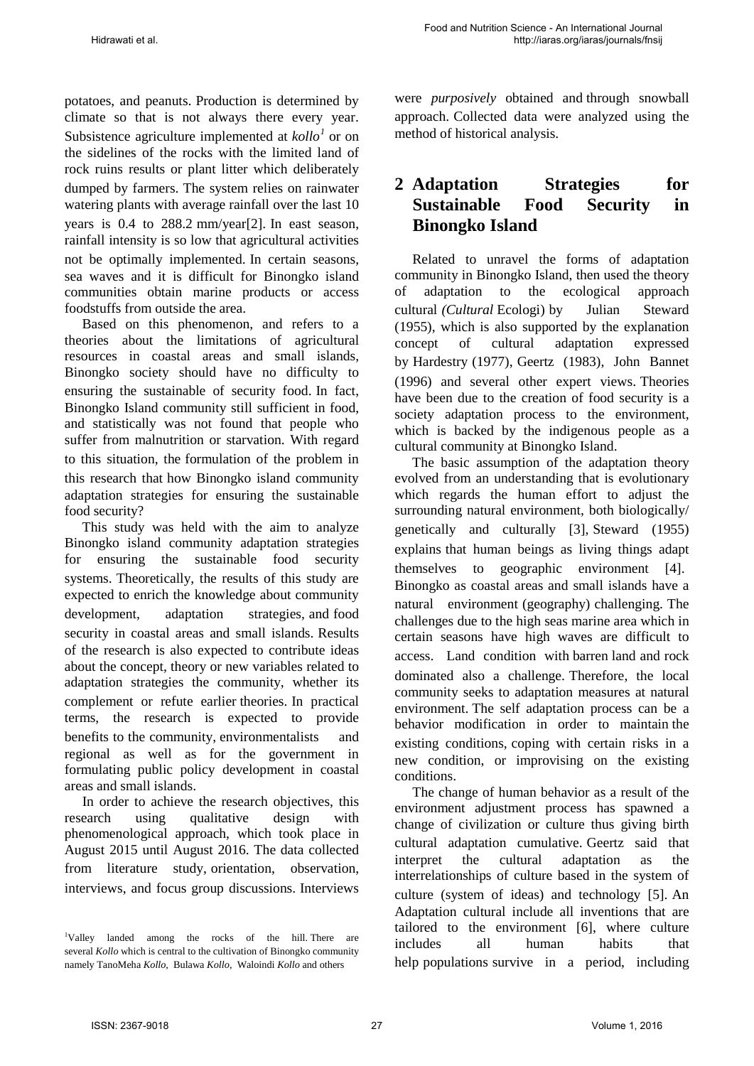potatoes, and peanuts. Production is determined by climate so that is not always there every year. Subsistence agriculture implemented at *kollo*[1] or on the sidelines of the rocks with the limited land of rock ruins results or plant litter which deliberately dumped by farmers. The system relies on rainwater watering plants with average rainfall over the last 10 years is 0.4 to 288.2 mm/year[2]. In east season, rainfall intensity is so low that agricultural activities not be optimally implemented. In certain seasons, sea waves and it is difficult for Binongko island communities obtain marine products or access foodstuffs from outside the area.

Based on this phenomenon, and refers to a theories about the limitations of agricultural resources in coastal areas and small islands, Binongko society should have no difficulty to ensuring the sustainable of security food. In fact, Binongko Island community still sufficient in food, and statistically was not found that people who suffer from malnutrition or starvation. With regard to this situation, the formulation of the problem in this research that how Binongko island community adaptation strategies for ensuring the sustainable food security?

This study was held with the aim to analyze Binongko island community adaptation strategies for ensuring the sustainable food security systems. Theoretically, the results of this study are expected to enrich the knowledge about community development, adaptation strategies, and food security in coastal areas and small islands. Results of the research is also expected to contribute ideas about the concept, theory or new variables related to adaptation strategies the community, whether its complement or refute earlier theories. In practical terms, the research is expected to provide benefits to the community, environmentalists and regional as well as for the government in formulating public policy development in coastal areas and small islands.

In order to achieve the research objectives, this research using qualitative design with phenomenological approach, which took place in August 2015 until August 2016. The data collected from literature study, orientation, observation, interviews, and focus group discussions. Interviews were *purposively* obtained and through snowball approach. Collected data were analyzed using the method of historical analysis.

[1]Valley landed among the rocks of the hill. There are several *Kollo* which is central to the cultivation of Binongko community namely TanoMeha *Kollo*, Bulawa *Kollo*, Waloindi *Kollo* and others

## 2 Adaptation Strategies for Sustainable Food Security in Binongko Island

Related to unravel the forms of adaptation community in Binongko Island, then used the theory of adaptation to the ecological approach cultural *(Cultural* Ecologi) by Julian Steward (1955), which is also supported by the explanation concept of cultural adaptation expressed by Hardestry (1977), Geertz (1983), John Bannet (1996) and several other expert views. Theories have been due to the creation of food security is a society adaptation process to the environment, which is backed by the indigenous people as a cultural community at Binongko Island.

The basic assumption of the adaptation theory evolved from an understanding that is evolutionary which regards the human effort to adjust the surrounding natural environment, both biologically/ genetically and culturally [3], Steward (1955) explains that human beings as living things adapt themselves to geographic environment [4]. Binongko as coastal areas and small islands have a natural environment (geography) challenging. The challenges due to the high seas marine area which in certain seasons have high waves are difficult to access. Land condition with barren land and rock dominated also a challenge. Therefore, the local community seeks to adaptation measures at natural environment. The self adaptation process can be a behavior modification in order to maintain the existing conditions, coping with certain risks in a new condition, or improvising on the existing conditions.

The change of human behavior as a result of the environment adjustment process has spawned a change of civilization or culture thus giving birth cultural adaptation cumulative. Geertz said that interpret the cultural adaptation as the interrelationships of culture based in the system of culture (system of ideas) and technology [5]. An Adaptation cultural include all inventions that are tailored to the environment [6], where culture includes all human habits that help populations survive in a period, including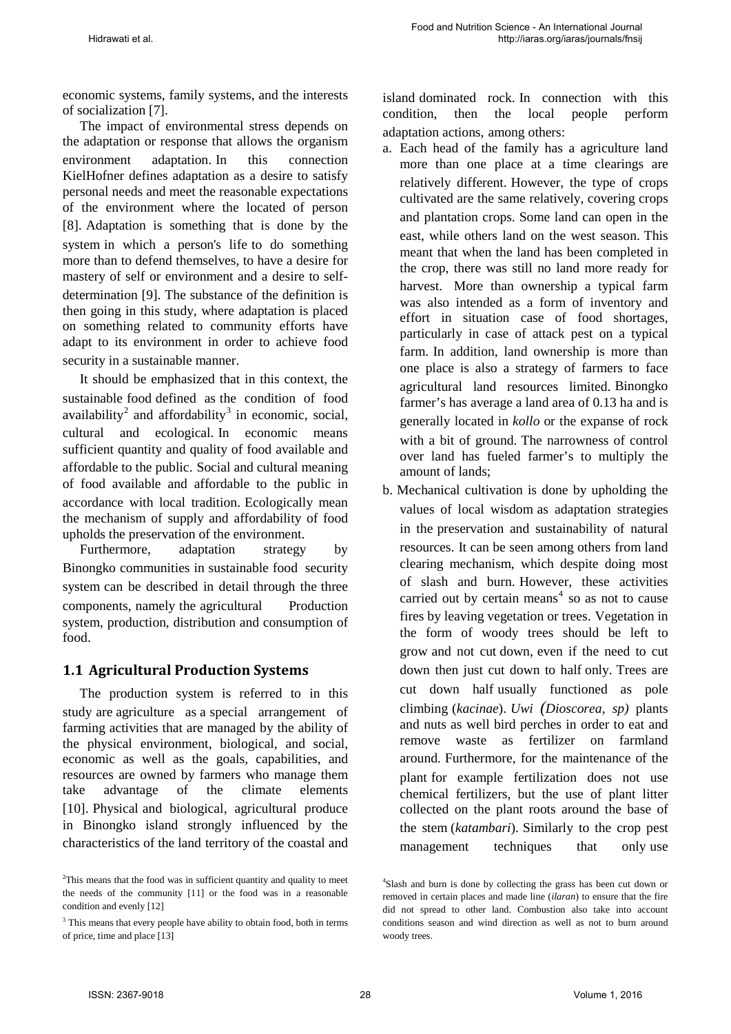economic systems, family systems, and the interests of socialization [7].

The impact of environmental stress depends on the adaptation or response that allows the organism environment adaptation. In this connection KielHofner defines adaptation as a desire to satisfy personal needs and meet the reasonable expectations of the environment where the located of person [8]. Adaptation is something that is done by the system in which a person's life to do something more than to defend themselves, to have a desire for mastery of self or environment and a desire to self-determination [9]. The substance of the definition is then going in this study, where adaptation is placed on something related to community efforts have adapt to its environment in order to achieve food security in a sustainable manner.

It should be emphasized that in this context, the sustainable food defined as the condition of food availability[2] and affordability[3] in economic, social, cultural and ecological. In economic means sufficient quantity and quality of food available and affordable to the public. Social and cultural meaning of food available and affordable to the public in accordance with local tradition. Ecologically mean the mechanism of supply and affordability of food upholds the preservation of the environment.

Furthermore, adaptation strategy by Binongko communities in sustainable food security system can be described in detail through the three components, namely the agricultural Production system, production, distribution and consumption of food.

## 1.1 Agricultural Production Systems

The production system is referred to in this study are agriculture as a special arrangement of farming activities that are managed by the ability of the physical environment, biological, and social, economic as well as the goals, capabilities, and resources are owned by farmers who manage them take advantage of the climate elements [10]. Physical and biological, agricultural produce in Binongko island strongly influenced by the characteristics of the land territory of the coastal and island dominated rock. In connection with this condition, then the local people perform adaptation actions, among others:

a. Each head of the family has a agriculture land more than one place at a time clearings are relatively different. However, the type of crops cultivated are the same relatively, covering crops and plantation crops. Some land can open in the east, while others land on the west season. This meant that when the land has been completed in the crop, there was still no land more ready for harvest. More than ownership a typical farm was also intended as a form of inventory and effort in situation case of food shortages, particularly in case of attack pest on a typical farm. In addition, land ownership is more than one place is also a strategy of farmers to face agricultural land resources limited. Binongko farmer's has average a land area of 0.13 ha and is generally located in *kollo* or the expanse of rock with a bit of ground. The narrowness of control over land has fueled farmer's to multiply the amount of lands;

b. Mechanical cultivation is done by upholding the values of local wisdom as adaptation strategies in the preservation and sustainability of natural resources. It can be seen among others from land clearing mechanism, which despite doing most of slash and burn. However, these activities carried out by certain means[4] so as not to cause fires by leaving vegetation or trees. Vegetation in the form of woody trees should be left to grow and not cut down, even if the need to cut down then just cut down to half only. Trees are cut down half usually functioned as pole climbing (*kacinae*). *Uwi* (*Dioscorea, sp)* plants and nuts as well bird perches in order to eat and remove waste as fertilizer on farmland around. Furthermore, for the maintenance of the plant for example fertilization does not use chemical fertilizers, but the use of plant litter collected on the plant roots around the base of the stem (*katambari*). Similarly to the crop pest management techniques that only use

---

[2] This means that the food was in sufficient quantity and quality to meet the needs of the community [11] or the food was in a reasonable condition and evenly [12]

[3] This means that every people have ability to obtain food, both in terms of price, time and place [13]

[4] Slash and burn is done by collecting the grass has been cut down or removed in certain places and made line (*ilaran*) to ensure that the fire did not spread to other land. Combustion also take into account conditions season and wind direction as well as not to burn around woody trees.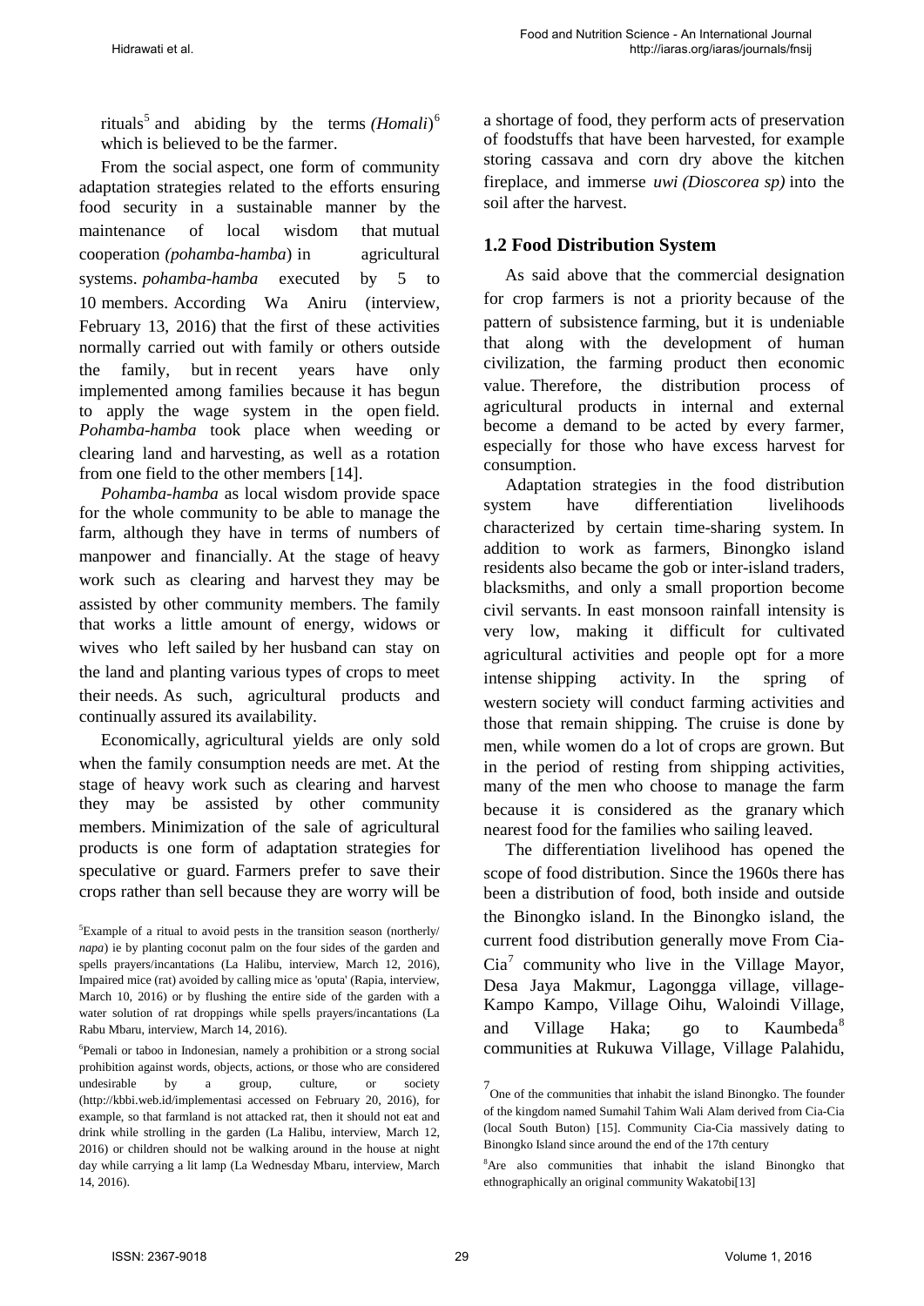rituals[5] and abiding by the terms *(Homali)*[6] which is believed to be the farmer.

From the social aspect, one form of community adaptation strategies related to the efforts ensuring food security in a sustainable manner by the maintenance of local wisdom that mutual cooperation *(pohamba-hamba*) in agricultural systems. *pohamba-hamba* executed by 5 to 10 members. According Wa Aniru (interview, February 13, 2016) that the first of these activities normally carried out with family or others outside the family, but in recent years have only implemented among families because it has begun to apply the wage system in the open field. *Pohamba-hamba* took place when weeding or clearing land and harvesting, as well as a rotation from one field to the other members [14].

*Pohamba-hamba* as local wisdom provide space for the whole community to be able to manage the farm, although they have in terms of numbers of manpower and financially. At the stage of heavy work such as clearing and harvest they may be assisted by other community members. The family that works a little amount of energy, widows or wives who left sailed by her husband can stay on the land and planting various types of crops to meet their needs. As such, agricultural products and continually assured its availability.

Economically, agricultural yields are only sold when the family consumption needs are met. At the stage of heavy work such as clearing and harvest they may be assisted by other community members. Minimization of the sale of agricultural products is one form of adaptation strategies for speculative or guard. Farmers prefer to save their crops rather than sell because they are worry will be a shortage of food, they perform acts of preservation of foodstuffs that have been harvested, for example storing cassava and corn dry above the kitchen fireplace, and immerse *uwi (Dioscorea sp)* into the soil after the harvest.

## 1.2 Food Distribution System

As said above that the commercial designation for crop farmers is not a priority because of the pattern of subsistence farming, but it is undeniable that along with the development of human civilization, the farming product then economic value. Therefore, the distribution process of agricultural products in internal and external become a demand to be acted by every farmer, especially for those who have excess harvest for consumption.

Adaptation strategies in the food distribution system have differentiation livelihoods characterized by certain time-sharing system. In addition to work as farmers, Binongko island residents also became the gob or inter-island traders, blacksmiths, and only a small proportion become civil servants. In east monsoon rainfall intensity is very low, making it difficult for cultivated agricultural activities and people opt for a more intense shipping activity. In the spring of western society will conduct farming activities and those that remain shipping. The cruise is done by men, while women do a lot of crops are grown. But in the period of resting from shipping activities, many of the men who choose to manage the farm because it is considered as the granary which nearest food for the families who sailing leaved.

The differentiation livelihood has opened the scope of food distribution. Since the 1960s there has been a distribution of food, both inside and outside the Binongko island. In the Binongko island, the current food distribution generally move From Cia-Cia[7] community who live in the Village Mayor, Desa Jaya Makmur, Lagongga village, village-Kampo Kampo, Village Oihu, Waloindi Village, and Village Haka; go to Kaumbeda[8] communities at Rukuwa Village, Village Palahidu,

---

[5]Example of a ritual to avoid pests in the transition season (northerly/ *napa*) ie by planting coconut palm on the four sides of the garden and spells prayers/incantations (La Halibu, interview, March 12, 2016), Impaired mice (rat) avoided by calling mice as 'oputa' (Rapia, interview, March 10, 2016) or by flushing the entire side of the garden with a water solution of rat droppings while spells prayers/incantations (La Rabu Mbaru, interview, March 14, 2016).

[6]Pemali or taboo in Indonesian, namely a prohibition or a strong social prohibition against words, objects, actions, or those who are considered undesirable by a group, culture, or society (http://kbbi.web.id/implementasi accessed on February 20, 2016), for example, so that farmland is not attacked rat, then it should not eat and drink while strolling in the garden (La Halibu, interview, March 12, 2016) or children should not be walking around in the house at night day while carrying a lit lamp (La Wednesday Mbaru, interview, March 14, 2016).

[7]One of the communities that inhabit the island Binongko. The founder of the kingdom named Sumahil Tahim Wali Alam derived from Cia-Cia (local South Buton) [15]. Community Cia-Cia massively dating to Binongko Island since around the end of the 17th century

[8]Are also communities that inhabit the island Binongko that ethnographically an original community Wakatobi[13]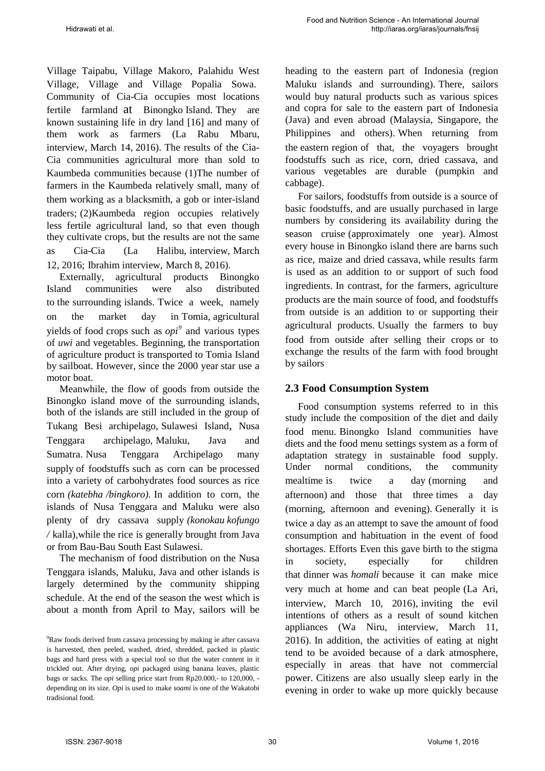Village Taipabu, Village Makoro, Palahidu West Village, Village and Village Popalia Sowa. Community of Cia-Cia occupies most locations fertile farmland at Binongko Island. They are known sustaining life in dry land [16] and many of them work as farmers (La Rabu Mbaru, interview, March 14, 2016). The results of the Cia-Cia communities agricultural more than sold to Kaumbeda communities because (1)The number of farmers in the Kaumbeda relatively small, many of them working as a blacksmith, a gob or inter-island traders; (2)Kaumbeda region occupies relatively less fertile agricultural land, so that even though they cultivate crops, but the results are not the same as Cia-Cia (La Halibu, interview, March 12, 2016; Ibrahim interview, March 8, 2016).

Externally, agricultural products Binongko Island communities were also distributed to the surrounding islands. Twice a week, namely on the market day in Tomia, agricultural yields of food crops such as *opi*[9] and various types of *uwi* and vegetables. Beginning, the transportation of agriculture product is transported to Tomia Island by sailboat. However, since the 2000 year star use a motor boat.

Meanwhile, the flow of goods from outside the Binongko island move of the surrounding islands, both of the islands are still included in the group of Tukang Besi archipelago, Sulawesi Island, Nusa Tenggara archipelago, Maluku, Java and Sumatra. Nusa Tenggara Archipelago many supply of foodstuffs such as corn can be processed into a variety of carbohydrates food sources as rice corn *(katebha /bingkoro)*. In addition to corn, the islands of Nusa Tenggara and Maluku were also plenty of dry cassava supply *(konokau kofungo /* kalla),while the rice is generally brought from Java or from Bau-Bau South East Sulawesi.

The mechanism of food distribution on the Nusa Tenggara islands, Maluku, Java and other islands is largely determined by the community shipping schedule. At the end of the season the west which is about a month from April to May, sailors will be heading to the eastern part of Indonesia (region Maluku islands and surrounding). There, sailors would buy natural products such as various spices and copra for sale to the eastern part of Indonesia (Java) and even abroad (Malaysia, Singapore, the Philippines and others). When returning from the eastern region of that, the voyagers brought foodstuffs such as rice, corn, dried cassava, and various vegetables are durable (pumpkin and cabbage).

For sailors, foodstuffs from outside is a source of basic foodstuffs, and are usually purchased in large numbers by considering its availability during the season cruise (approximately one year). Almost every house in Binongko island there are barns such as rice, maize and dried cassava, while results farm is used as an addition to or support of such food ingredients. In contrast, for the farmers, agriculture products are the main source of food, and foodstuffs from outside is an addition to or supporting their agricultural products. Usually the farmers to buy food from outside after selling their crops or to exchange the results of the farm with food brought by sailors

## 2.3 Food Consumption System

Food consumption systems referred to in this study include the composition of the diet and daily food menu. Binongko Island communities have diets and the food menu settings system as a form of adaptation strategy in sustainable food supply. Under normal conditions, the community mealtime is twice a day (morning and afternoon) and those that three times a day (morning, afternoon and evening). Generally it is twice a day as an attempt to save the amount of food consumption and habituation in the event of food shortages. Efforts Even this gave birth to the stigma in society, especially for children that dinner was *homali* because it can make mice very much at home and can beat people (La Ari, interview, March 10, 2016), inviting the evil intentions of others as a result of sound kitchen appliances (Wa Niru, interview, March 11, 2016). In addition, the activities of eating at night tend to be avoided because of a dark atmosphere, especially in areas that have not commercial power. Citizens are also usually sleep early in the evening in order to wake up more quickly because

[9]Raw foods derived from cassava processing by making ie after cassava is harvested, then peeled, washed, dried, shredded, packed in plastic bags and hard press with a special tool so that the water content in it trickled out. After drying, *opi* packaged using banana leaves, plastic bags or sacks. The *opi* selling price start from Rp20.000,- to 120,000, - depending on its size. *Opi* is used to make *soami* is one of the Wakatobi tradisional food.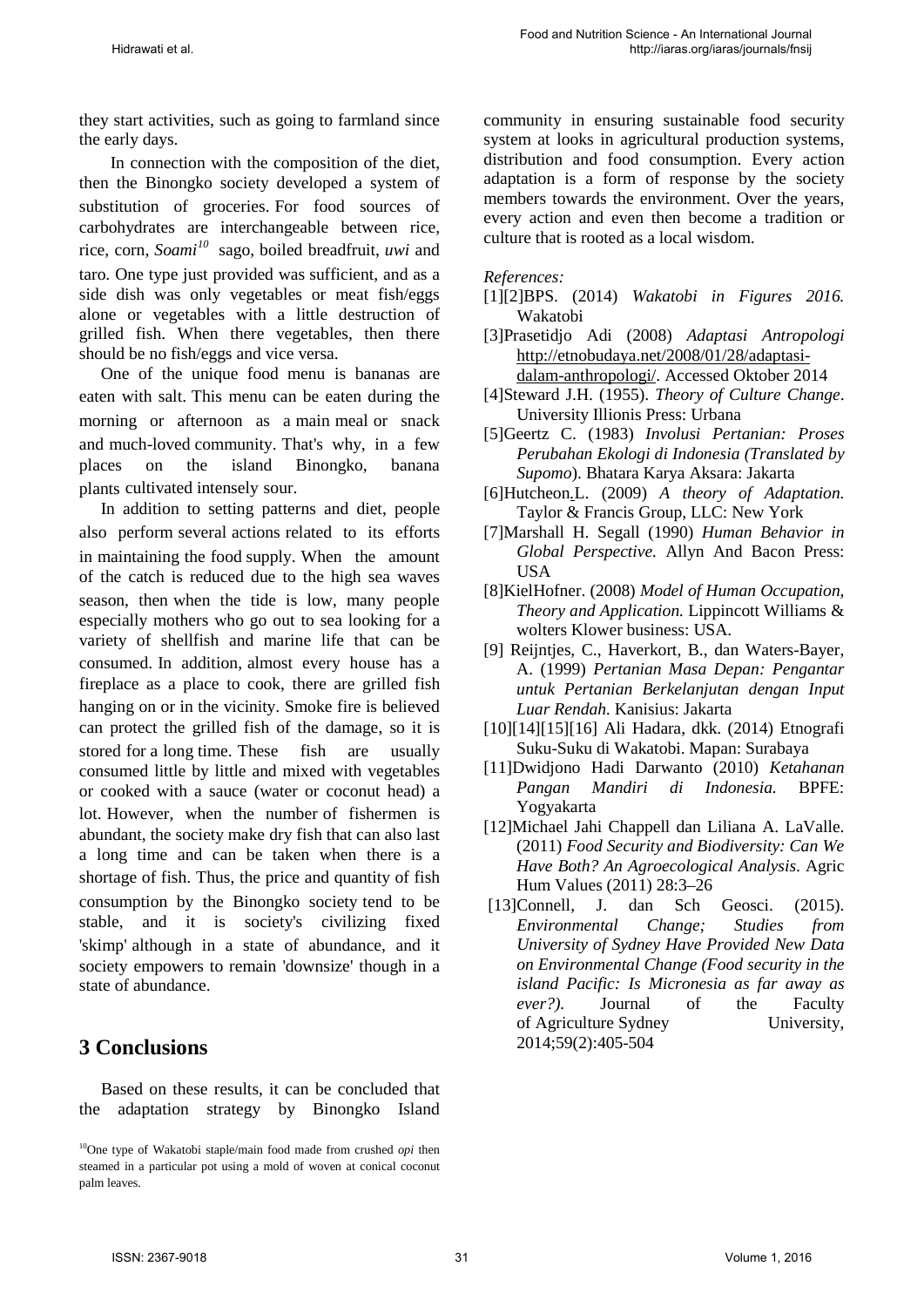they start activities, such as going to farmland since the early days.

In connection with the composition of the diet, then the Binongko society developed a system of substitution of groceries. For food sources of carbohydrates are interchangeable between rice, rice, corn, *Soami*[10] sago, boiled breadfruit, *uwi* and taro. One type just provided was sufficient, and as a side dish was only vegetables or meat fish/eggs alone or vegetables with a little destruction of grilled fish. When there vegetables, then there should be no fish/eggs and vice versa.

One of the unique food menu is bananas are eaten with salt. This menu can be eaten during the morning or afternoon as a main meal or snack and much-loved community. That's why, in a few places on the island Binongko, banana plants cultivated intensely sour.

In addition to setting patterns and diet, people also perform several actions related to its efforts in maintaining the food supply. When the amount of the catch is reduced due to the high sea waves season, then when the tide is low, many people especially mothers who go out to sea looking for a variety of shellfish and marine life that can be consumed. In addition, almost every house has a fireplace as a place to cook, there are grilled fish hanging on or in the vicinity. Smoke fire is believed can protect the grilled fish of the damage, so it is stored for a long time. These fish are usually consumed little by little and mixed with vegetables or cooked with a sauce (water or coconut head) a lot. However, when the number of fishermen is abundant, the society make dry fish that can also last a long time and can be taken when there is a shortage of fish. Thus, the price and quantity of fish consumption by the Binongko society tend to be stable, and it is society's civilizing fixed 'skimp' although in a state of abundance, and it society empowers to remain 'downsize' though in a state of abundance.

## 3 Conclusions

Based on these results, it can be concluded that the adaptation strategy by Binongko Island community in ensuring sustainable food security system at looks in agricultural production systems, distribution and food consumption. Every action adaptation is a form of response by the society members towards the environment. Over the years, every action and even then become a tradition or culture that is rooted as a local wisdom.

[10]One type of Wakatobi staple/main food made from crushed *opi* then steamed in a particular pot using a mold of woven at conical coconut palm leaves.

*References:*

[1][2]BPS. (2014) *Wakatobi in Figures 2016.* Wakatobi

[3]Prasetidjo Adi (2008) *Adaptasi Antropologi* http://etnobudaya.net/2008/01/28/adaptasi-dalam-anthropologi/. Accessed Oktober 2014

[4]Steward J.H. (1955). *Theory of Culture Change*. University Illionis Press: Urbana

[5]Geertz C. (1983) *Involusi Pertanian: Proses Perubahan Ekologi di Indonesia (Translated by Supomo*). Bhatara Karya Aksara: Jakarta

[6]Hutcheon.L. (2009) *A theory of Adaptation.* Taylor & Francis Group, LLC: New York

[7]Marshall H. Segall (1990) *Human Behavior in Global Perspective.* Allyn And Bacon Press: USA

[8]KielHofner. (2008) *Model of Human Occupation, Theory and Application.* Lippincott Williams & wolters Klower business: USA.

[9] Reijntjes, C., Haverkort, B., dan Waters-Bayer, A. (1999) *Pertanian Masa Depan: Pengantar untuk Pertanian Berkelanjutan dengan Input Luar Rendah.* Kanisius: Jakarta

[10][14][15][16] Ali Hadara, dkk. (2014) Etnografi Suku-Suku di Wakatobi. Mapan: Surabaya

[11]Dwidjono Hadi Darwanto (2010) *Ketahanan Pangan Mandiri di Indonesia.* BPFE: Yogyakarta

[12]Michael Jahi Chappell dan Liliana A. LaValle. (2011) *Food Security and Biodiversity: Can We Have Both? An Agroecological Analysis.* Agric Hum Values (2011) 28:3–26

[13]Connell, J. dan Sch Geosci. (2015). *Environmental Change; Studies from University of Sydney Have Provided New Data on Environmental Change (Food security in the island Pacific: Is Micronesia as far away as ever?).* Journal of the Faculty of Agriculture Sydney University, 2014;59(2):405-504